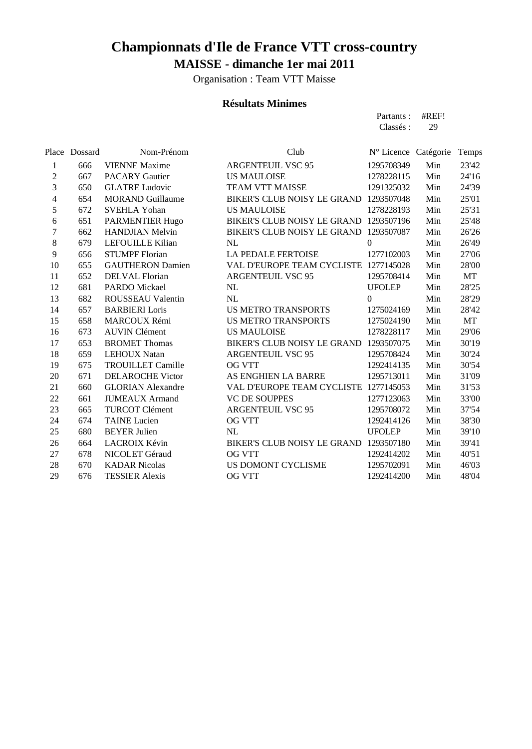# Championnats d'Ile de France VTT cross-country

## MAISSE - dimanche 1er mai 2011

Organisation : Team VTT Maisse

### Résultats Minimes

Partants : #REF!
Classés : 29

| Place | Dossard | Nom-Prénom | Club | N° Licence | Catégorie | Temps |
|---|---|---|---|---|---|---|
| 1 | 666 | VIENNE Maxime | ARGENTEUIL VSC 95 | 1295708349 | Min | 23'42 |
| 2 | 667 | PACARY Gautier | US MAULOISE | 1278228115 | Min | 24'16 |
| 3 | 650 | GLATRE Ludovic | TEAM VTT MAISSE | 1291325032 | Min | 24'39 |
| 4 | 654 | MORAND Guillaume | BIKER'S CLUB NOISY LE GRAND | 1293507048 | Min | 25'01 |
| 5 | 672 | SVEHLA Yohan | US MAULOISE | 1278228193 | Min | 25'31 |
| 6 | 651 | PARMENTIER Hugo | BIKER'S CLUB NOISY LE GRAND | 1293507196 | Min | 25'48 |
| 7 | 662 | HANDJIAN Melvin | BIKER'S CLUB NOISY LE GRAND | 1293507087 | Min | 26'26 |
| 8 | 679 | LEFOUILLE Kilian | NL | 0 | Min | 26'49 |
| 9 | 656 | STUMPF Florian | LA PEDALE FERTOISE | 1277102003 | Min | 27'06 |
| 10 | 655 | GAUTHERON Damien | VAL D'EUROPE TEAM CYCLISTE | 1277145028 | Min | 28'00 |
| 11 | 652 | DELVAL Florian | ARGENTEUIL VSC 95 | 1295708414 | Min | MT |
| 12 | 681 | PARDO Mickael | NL | UFOLEP | Min | 28'25 |
| 13 | 682 | ROUSSEAU Valentin | NL | 0 | Min | 28'29 |
| 14 | 657 | BARBIERI Loris | US METRO TRANSPORTS | 1275024169 | Min | 28'42 |
| 15 | 658 | MARCOUX Rémi | US METRO TRANSPORTS | 1275024190 | Min | MT |
| 16 | 673 | AUVIN Clément | US MAULOISE | 1278228117 | Min | 29'06 |
| 17 | 653 | BROMET Thomas | BIKER'S CLUB NOISY LE GRAND | 1293507075 | Min | 30'19 |
| 18 | 659 | LEHOUX Natan | ARGENTEUIL VSC 95 | 1295708424 | Min | 30'24 |
| 19 | 675 | TROUILLET Camille | OG VTT | 1292414135 | Min | 30'54 |
| 20 | 671 | DELAROCHE Victor | AS ENGHIEN LA BARRE | 1295713011 | Min | 31'09 |
| 21 | 660 | GLORIAN Alexandre | VAL D'EUROPE TEAM CYCLISTE | 1277145053 | Min | 31'53 |
| 22 | 661 | JUMEAUX Armand | VC DE SOUPPES | 1277123063 | Min | 33'00 |
| 23 | 665 | TURCOT Clément | ARGENTEUIL VSC 95 | 1295708072 | Min | 37'54 |
| 24 | 674 | TAINE Lucien | OG VTT | 1292414126 | Min | 38'30 |
| 25 | 680 | BEYER Julien | NL | UFOLEP | Min | 39'10 |
| 26 | 664 | LACROIX Kévin | BIKER'S CLUB NOISY LE GRAND | 1293507180 | Min | 39'41 |
| 27 | 678 | NICOLET Géraud | OG VTT | 1292414202 | Min | 40'51 |
| 28 | 670 | KADAR Nicolas | US DOMONT CYCLISME | 1295702091 | Min | 46'03 |
| 29 | 676 | TESSIER Alexis | OG VTT | 1292414200 | Min | 48'04 |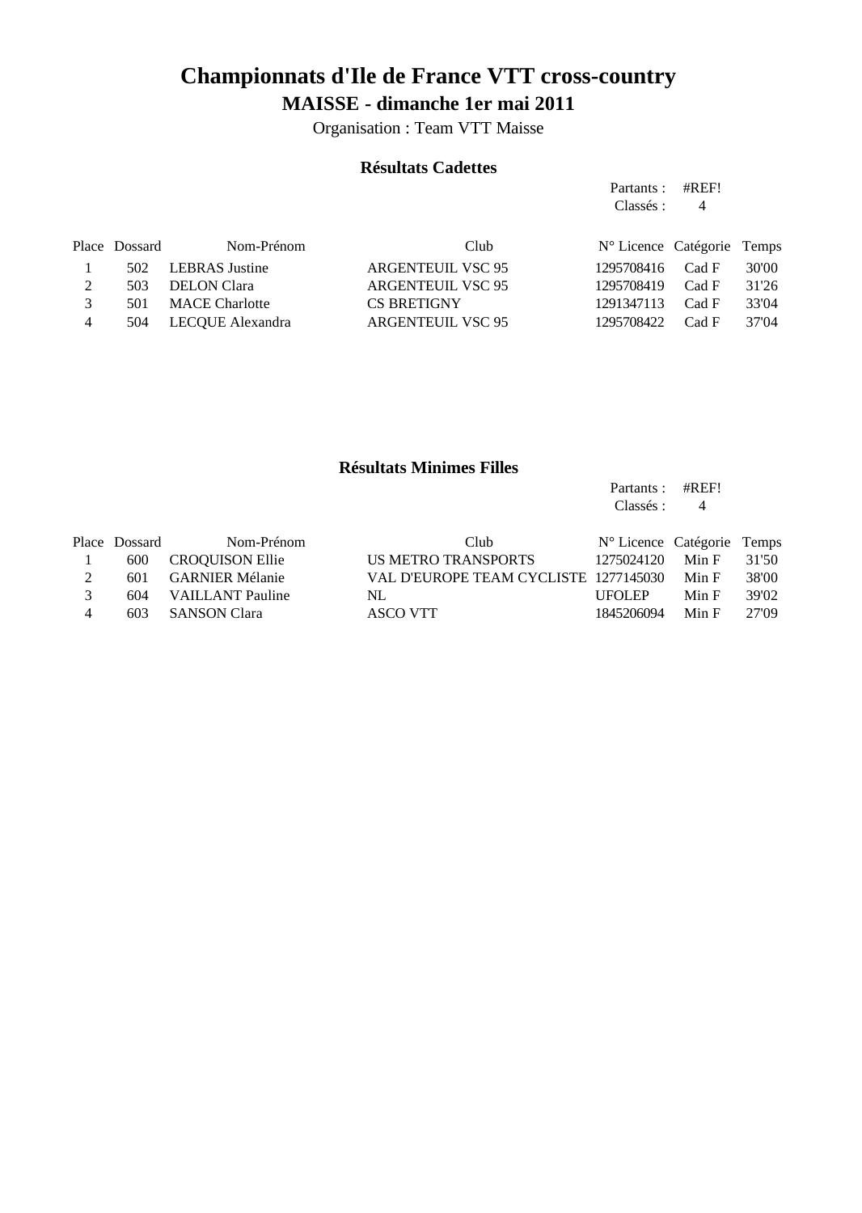# Championnats d'Ile de France VTT cross-country

## MAISSE - dimanche 1er mai 2011

Organisation : Team VTT Maisse

### Résultats Cadettes

Partants : #REF!
Classés : 4

| Place | Dossard | Nom-Prénom | Club | N° Licence | Catégorie | Temps |
|---|---|---|---|---|---|---|
| 1 | 502 | LEBRAS Justine | ARGENTEUIL VSC 95 | 1295708416 | Cad F | 30'00 |
| 2 | 503 | DELON Clara | ARGENTEUIL VSC 95 | 1295708419 | Cad F | 31'26 |
| 3 | 501 | MACE Charlotte | CS BRETIGNY | 1291347113 | Cad F | 33'04 |
| 4 | 504 | LECQUE Alexandra | ARGENTEUIL VSC 95 | 1295708422 | Cad F | 37'04 |

### Résultats Minimes Filles

Partants : #REF!
Classés : 4

| Place | Dossard | Nom-Prénom | Club | N° Licence | Catégorie | Temps |
|---|---|---|---|---|---|---|
| 1 | 600 | CROQUISON Ellie | US METRO TRANSPORTS | 1275024120 | Min F | 31'50 |
| 2 | 601 | GARNIER Mélanie | VAL D'EUROPE TEAM CYCLISTE | 1277145030 | Min F | 38'00 |
| 3 | 604 | VAILLANT Pauline | NL | UFOLEP | Min F | 39'02 |
| 4 | 603 | SANSON Clara | ASCO VTT | 1845206094 | Min F | 27'09 |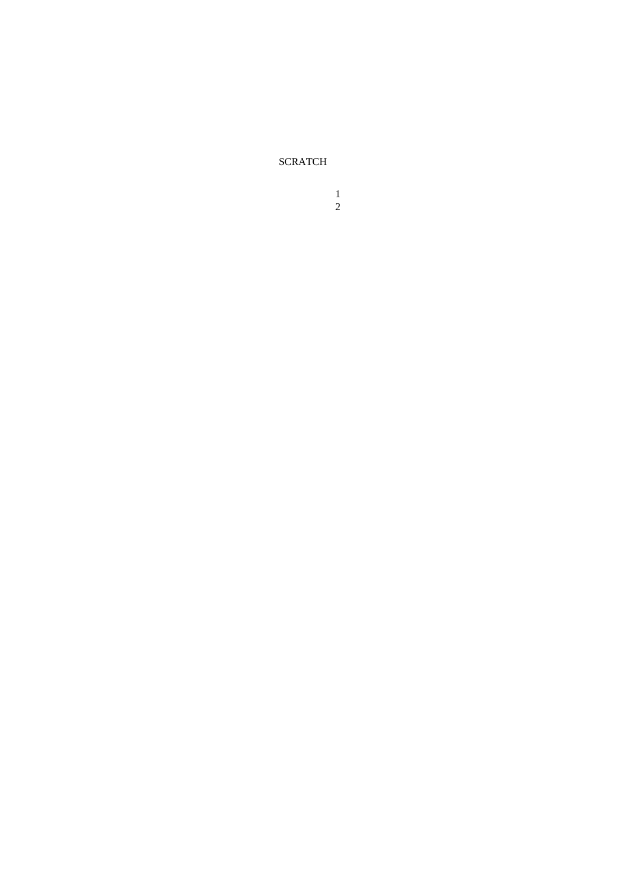SCRATCH

1
2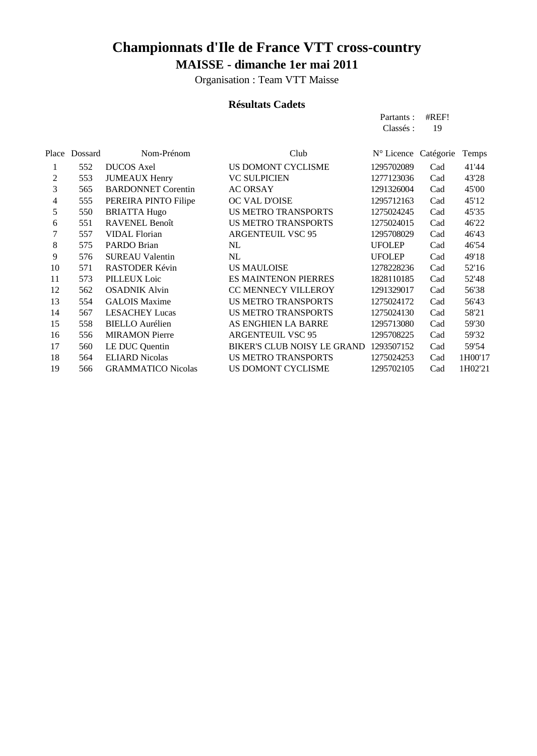# Championnats d'Ile de France VTT cross-country

## MAISSE - dimanche 1er mai 2011

Organisation : Team VTT Maisse

### Résultats Cadets

Partants : #REF!
Classés : 19

| Place | Dossard | Nom-Prénom | Club | N° Licence | Catégorie | Temps |
|---|---|---|---|---|---|---|
| 1 | 552 | DUCOS Axel | US DOMONT CYCLISME | 1295702089 | Cad | 41'44 |
| 2 | 553 | JUMEAUX Henry | VC SULPICIEN | 1277123036 | Cad | 43'28 |
| 3 | 565 | BARDONNET Corentin | AC ORSAY | 1291326004 | Cad | 45'00 |
| 4 | 555 | PEREIRA PINTO Filipe | OC VAL D'OISE | 1295712163 | Cad | 45'12 |
| 5 | 550 | BRIATTA Hugo | US METRO TRANSPORTS | 1275024245 | Cad | 45'35 |
| 6 | 551 | RAVENEL Benoît | US METRO TRANSPORTS | 1275024015 | Cad | 46'22 |
| 7 | 557 | VIDAL Florian | ARGENTEUIL VSC 95 | 1295708029 | Cad | 46'43 |
| 8 | 575 | PARDO Brian | NL | UFOLEP | Cad | 46'54 |
| 9 | 576 | SUREAU Valentin | NL | UFOLEP | Cad | 49'18 |
| 10 | 571 | RASTODER Kévin | US MAULOISE | 1278228236 | Cad | 52'16 |
| 11 | 573 | PILLEUX Loic | ES MAINTENON PIERRES | 1828110185 | Cad | 52'48 |
| 12 | 562 | OSADNIK Alvin | CC MENNECY VILLEROY | 1291329017 | Cad | 56'38 |
| 13 | 554 | GALOIS Maxime | US METRO TRANSPORTS | 1275024172 | Cad | 56'43 |
| 14 | 567 | LESACHEY Lucas | US METRO TRANSPORTS | 1275024130 | Cad | 58'21 |
| 15 | 558 | BIELLO Aurélien | AS ENGHIEN LA BARRE | 1295713080 | Cad | 59'30 |
| 16 | 556 | MIRAMON Pierre | ARGENTEUIL VSC 95 | 1295708225 | Cad | 59'32 |
| 17 | 560 | LE DUC Quentin | BIKER'S CLUB NOISY LE GRAND | 1293507152 | Cad | 59'54 |
| 18 | 564 | ELIARD Nicolas | US METRO TRANSPORTS | 1275024253 | Cad | 1H00'17 |
| 19 | 566 | GRAMMATICO Nicolas | US DOMONT CYCLISME | 1295702105 | Cad | 1H02'21 |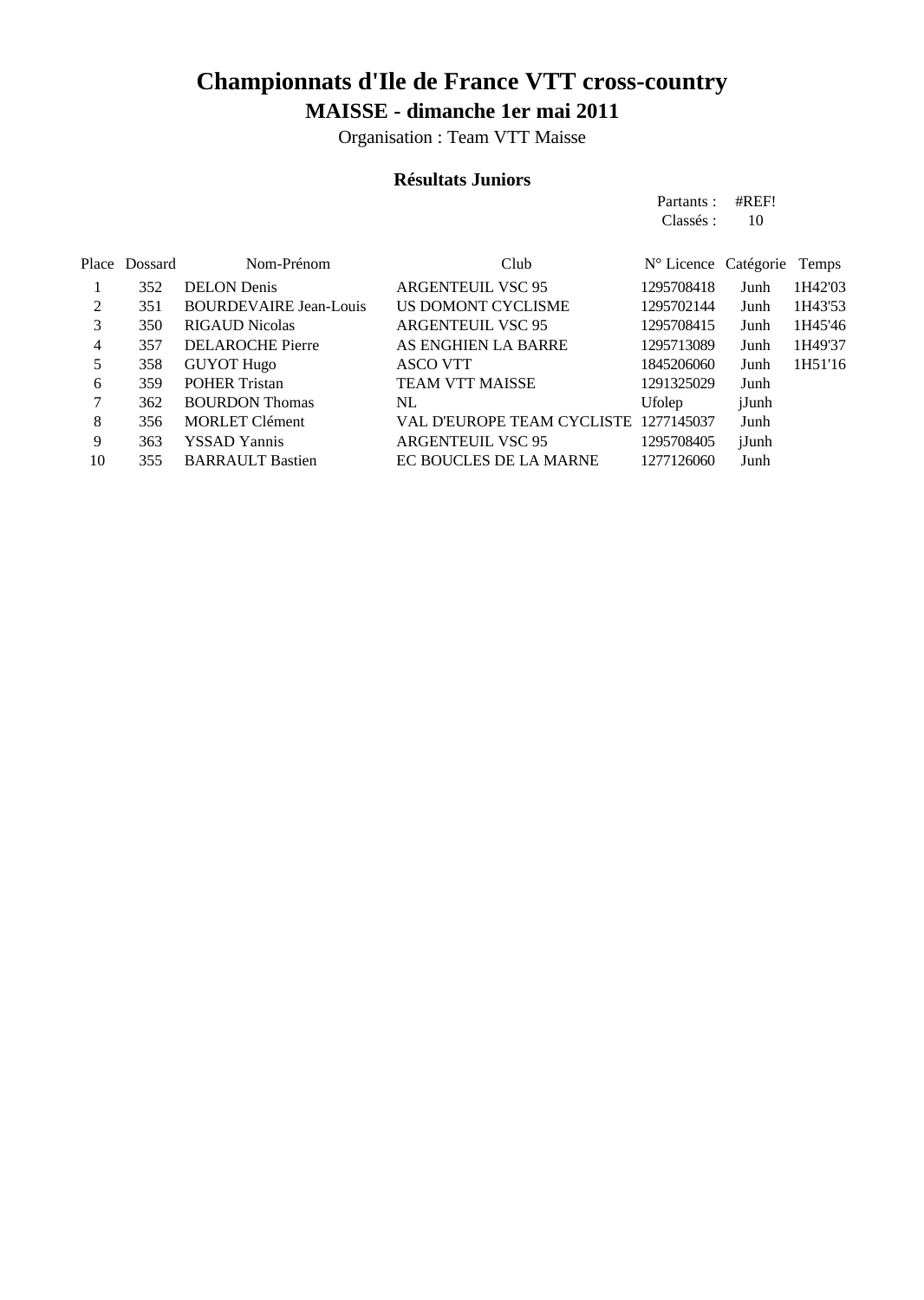# Championnats d'Ile de France VTT cross-country

## MAISSE - dimanche 1er mai 2011

Organisation : Team VTT Maisse

### Résultats Juniors

Partants : #REF!
Classés : 10

| Place | Dossard | Nom-Prénom | Club | N° Licence | Catégorie | Temps |
|---|---|---|---|---|---|---|
| 1 | 352 | DELON Denis | ARGENTEUIL VSC 95 | 1295708418 | Junh | 1H42'03 |
| 2 | 351 | BOURDEVAIRE Jean-Louis | US DOMONT CYCLISME | 1295702144 | Junh | 1H43'53 |
| 3 | 350 | RIGAUD Nicolas | ARGENTEUIL VSC 95 | 1295708415 | Junh | 1H45'46 |
| 4 | 357 | DELAROCHE Pierre | AS ENGHIEN LA BARRE | 1295713089 | Junh | 1H49'37 |
| 5 | 358 | GUYOT Hugo | ASCO VTT | 1845206060 | Junh | 1H51'16 |
| 6 | 359 | POHER Tristan | TEAM VTT MAISSE | 1291325029 | Junh | |
| 7 | 362 | BOURDON Thomas | NL | Ufolep | jJunh | |
| 8 | 356 | MORLET Clément | VAL D'EUROPE TEAM CYCLISTE | 1277145037 | Junh | |
| 9 | 363 | YSSAD Yannis | ARGENTEUIL VSC 95 | 1295708405 | jJunh | |
| 10 | 355 | BARRAULT Bastien | EC BOUCLES DE LA MARNE | 1277126060 | Junh | |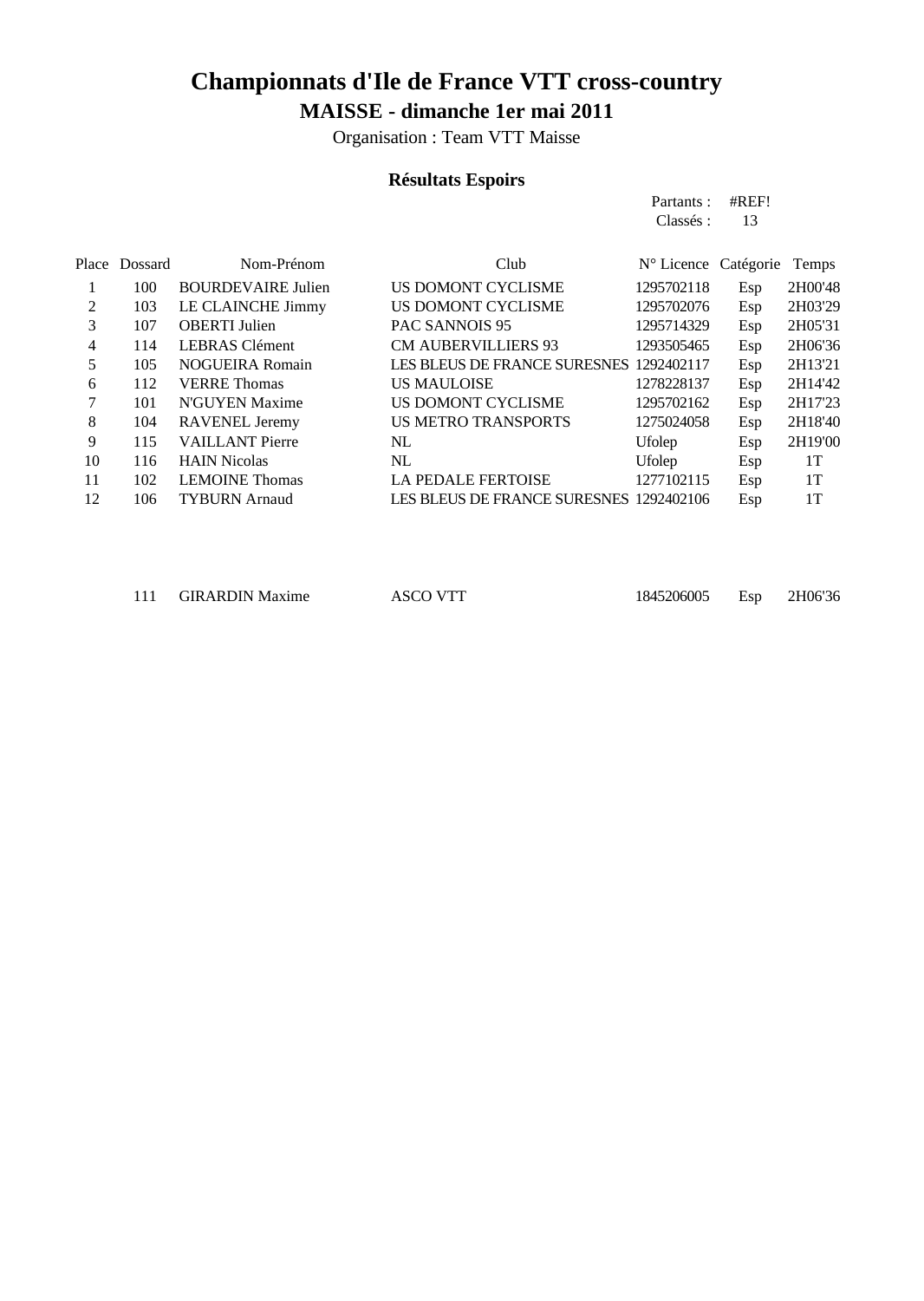# Championnats d'Ile de France VTT cross-country

## MAISSE - dimanche 1er mai 2011

Organisation : Team VTT Maisse

### Résultats Espoirs

Partants : #REF!
Classés : 13

| Place | Dossard | Nom-Prénom | Club | N° Licence | Catégorie | Temps |
|---|---|---|---|---|---|---|
| 1 | 100 | BOURDEVAIRE Julien | US DOMONT CYCLISME | 1295702118 | Esp | 2H00'48 |
| 2 | 103 | LE CLAINCHE Jimmy | US DOMONT CYCLISME | 1295702076 | Esp | 2H03'29 |
| 3 | 107 | OBERTI Julien | PAC SANNOIS 95 | 1295714329 | Esp | 2H05'31 |
| 4 | 114 | LEBRAS Clément | CM AUBERVILLIERS 93 | 1293505465 | Esp | 2H06'36 |
| 5 | 105 | NOGUEIRA Romain | LES BLEUS DE FRANCE SURESNES | 1292402117 | Esp | 2H13'21 |
| 6 | 112 | VERRE Thomas | US MAULOISE | 1278228137 | Esp | 2H14'42 |
| 7 | 101 | N'GUYEN Maxime | US DOMONT CYCLISME | 1295702162 | Esp | 2H17'23 |
| 8 | 104 | RAVENEL Jeremy | US METRO TRANSPORTS | 1275024058 | Esp | 2H18'40 |
| 9 | 115 | VAILLANT Pierre | NL | Ufolep | Esp | 2H19'00 |
| 10 | 116 | HAIN Nicolas | NL | Ufolep | Esp | 1T |
| 11 | 102 | LEMOINE Thomas | LA PEDALE FERTOISE | 1277102115 | Esp | 1T |
| 12 | 106 | TYBURN Arnaud | LES BLEUS DE FRANCE SURESNES | 1292402106 | Esp | 1T |
| | | | | | | |
| | 111 | GIRARDIN Maxime | ASCO VTT | 1845206005 | Esp | 2H06'36 |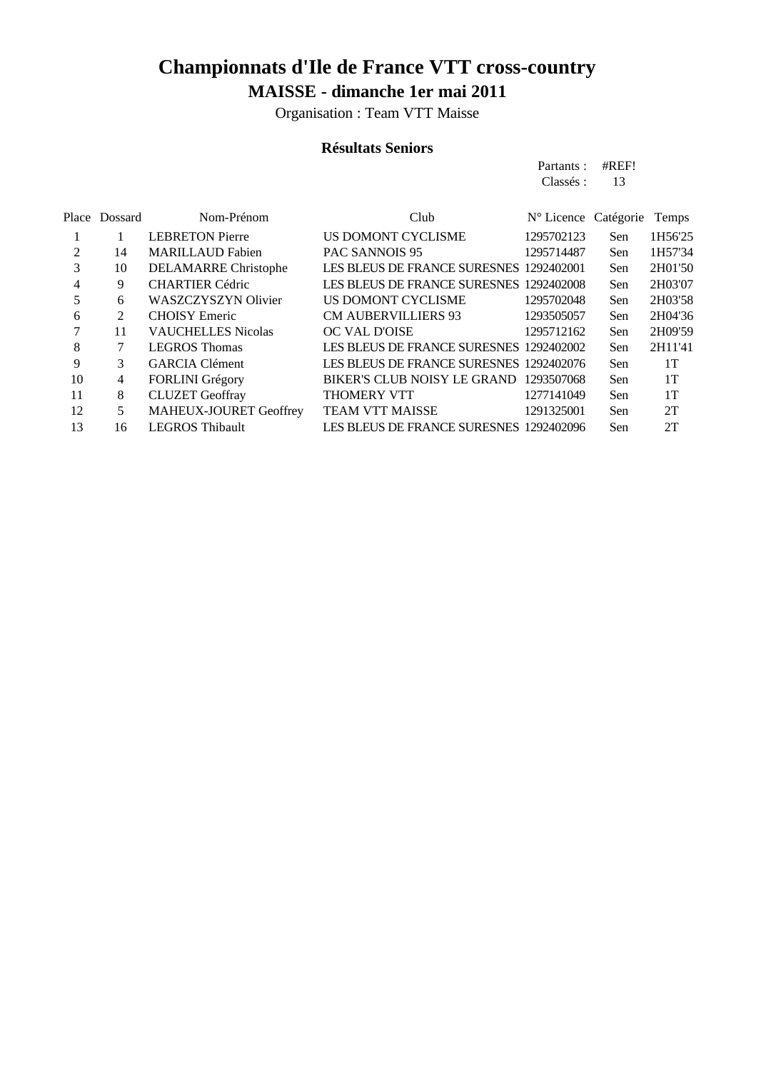# Championnats d'Ile de France VTT cross-country

## MAISSE - dimanche 1er mai 2011

Organisation : Team VTT Maisse

### Résultats Seniors

Partants : #REF!
Classés : 13

| Place | Dossard | Nom-Prénom | Club | N° Licence | Catégorie | Temps |
|---|---|---|---|---|---|---|
| 1 | 1 | LEBRETON Pierre | US DOMONT CYCLISME | 1295702123 | Sen | 1H56'25 |
| 2 | 14 | MARILLAUD Fabien | PAC SANNOIS 95 | 1295714487 | Sen | 1H57'34 |
| 3 | 10 | DELAMARRE Christophe | LES BLEUS DE FRANCE SURESNES | 1292402001 | Sen | 2H01'50 |
| 4 | 9 | CHARTIER Cédric | LES BLEUS DE FRANCE SURESNES | 1292402008 | Sen | 2H03'07 |
| 5 | 6 | WASZCZYSZYN Olivier | US DOMONT CYCLISME | 1295702048 | Sen | 2H03'58 |
| 6 | 2 | CHOISY Emeric | CM AUBERVILLIERS 93 | 1293505057 | Sen | 2H04'36 |
| 7 | 11 | VAUCHELLES Nicolas | OC VAL D'OISE | 1295712162 | Sen | 2H09'59 |
| 8 | 7 | LEGROS Thomas | LES BLEUS DE FRANCE SURESNES | 1292402002 | Sen | 2H11'41 |
| 9 | 3 | GARCIA Clément | LES BLEUS DE FRANCE SURESNES | 1292402076 | Sen | 1T |
| 10 | 4 | FORLINI Grégory | BIKER'S CLUB NOISY LE GRAND | 1293507068 | Sen | 1T |
| 11 | 8 | CLUZET Geoffray | THOMERY VTT | 1277141049 | Sen | 1T |
| 12 | 5 | MAHEUX-JOURET Geoffrey | TEAM VTT MAISSE | 1291325001 | Sen | 2T |
| 13 | 16 | LEGROS Thibault | LES BLEUS DE FRANCE SURESNES | 1292402096 | Sen | 2T |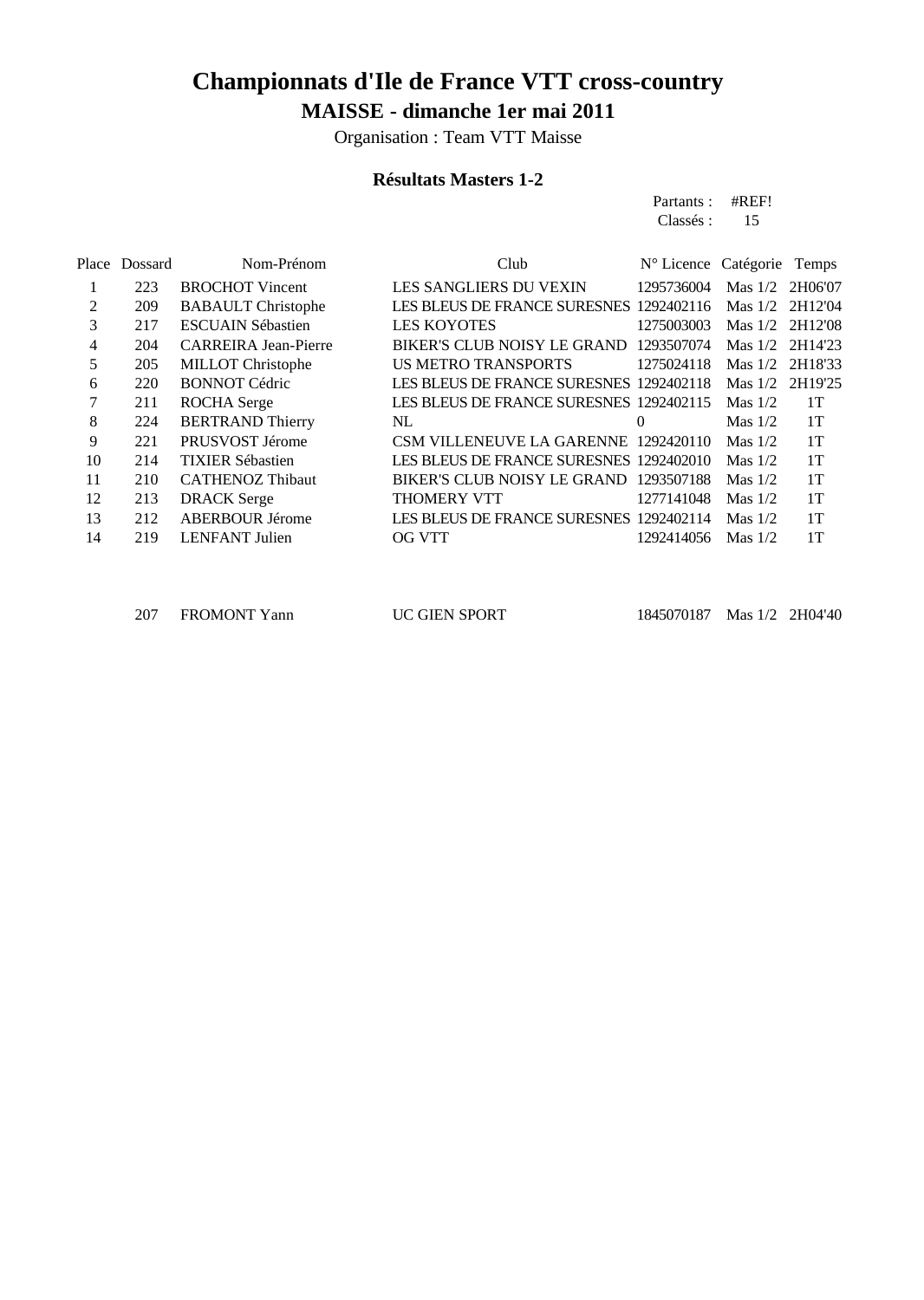# Championnats d'Ile de France VTT cross-country

## MAISSE - dimanche 1er mai 2011

Organisation : Team VTT Maisse

### Résultats Masters 1-2

Partants : #REF!
Classés : 15

| Place | Dossard | Nom-Prénom | Club | N° Licence | Catégorie | Temps |
|---|---|---|---|---|---|---|
| 1 | 223 | BROCHOT Vincent | LES SANGLIERS DU VEXIN | 1295736004 | Mas 1/2 | 2H06'07 |
| 2 | 209 | BABAULT Christophe | LES BLEUS DE FRANCE SURESNES | 1292402116 | Mas 1/2 | 2H12'04 |
| 3 | 217 | ESCUAIN Sébastien | LES KOYOTES | 1275003003 | Mas 1/2 | 2H12'08 |
| 4 | 204 | CARREIRA Jean-Pierre | BIKER'S CLUB NOISY LE GRAND | 1293507074 | Mas 1/2 | 2H14'23 |
| 5 | 205 | MILLOT Christophe | US METRO TRANSPORTS | 1275024118 | Mas 1/2 | 2H18'33 |
| 6 | 220 | BONNOT Cédric | LES BLEUS DE FRANCE SURESNES | 1292402118 | Mas 1/2 | 2H19'25 |
| 7 | 211 | ROCHA Serge | LES BLEUS DE FRANCE SURESNES | 1292402115 | Mas 1/2 | 1T |
| 8 | 224 | BERTRAND Thierry | NL | 0 | Mas 1/2 | 1T |
| 9 | 221 | PRUSVOST Jérome | CSM VILLENEUVE LA GARENNE | 1292420110 | Mas 1/2 | 1T |
| 10 | 214 | TIXIER Sébastien | LES BLEUS DE FRANCE SURESNES | 1292402010 | Mas 1/2 | 1T |
| 11 | 210 | CATHENOZ Thibaut | BIKER'S CLUB NOISY LE GRAND | 1293507188 | Mas 1/2 | 1T |
| 12 | 213 | DRACK Serge | THOMERY VTT | 1277141048 | Mas 1/2 | 1T |
| 13 | 212 | ABERBOUR Jérome | LES BLEUS DE FRANCE SURESNES | 1292402114 | Mas 1/2 | 1T |
| 14 | 219 | LENFANT Julien | OG VTT | 1292414056 | Mas 1/2 | 1T |
| | | | | | | |
| | 207 | FROMONT Yann | UC GIEN SPORT | 1845070187 | Mas 1/2 | 2H04'40 |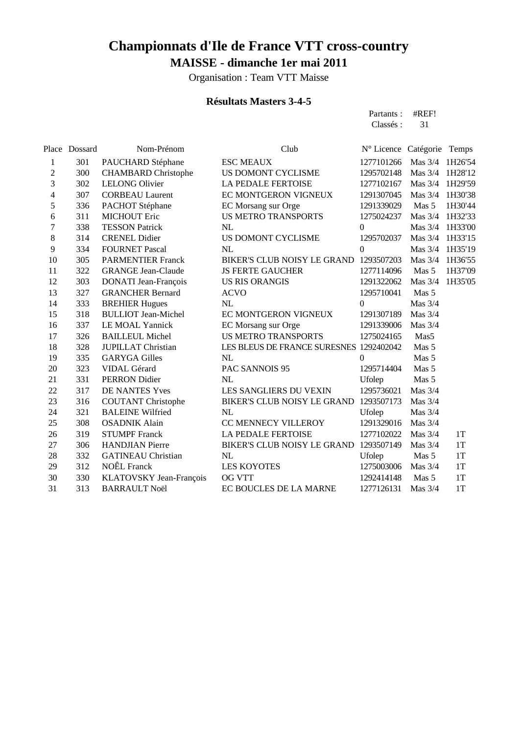# Championnats d'Ile de France VTT cross-country

## MAISSE - dimanche 1er mai 2011

Organisation : Team VTT Maisse

### Résultats Masters 3-4-5

Partants : #REF!
Classés : 31

| Place | Dossard | Nom-Prénom | Club | N° Licence | Catégorie | Temps |
|---|---|---|---|---|---|---|
| 1 | 301 | PAUCHARD Stéphane | ESC MEAUX | 1277101266 | Mas 3/4 | 1H26'54 |
| 2 | 300 | CHAMBARD Christophe | US DOMONT CYCLISME | 1295702148 | Mas 3/4 | 1H28'12 |
| 3 | 302 | LELONG Olivier | LA PEDALE FERTOISE | 1277102167 | Mas 3/4 | 1H29'59 |
| 4 | 307 | CORBEAU Laurent | EC MONTGERON VIGNEUX | 1291307045 | Mas 3/4 | 1H30'38 |
| 5 | 336 | PACHOT Stéphane | EC Morsang sur Orge | 1291339029 | Mas 5 | 1H30'44 |
| 6 | 311 | MICHOUT Eric | US METRO TRANSPORTS | 1275024237 | Mas 3/4 | 1H32'33 |
| 7 | 338 | TESSON Patrick | NL | 0 | Mas 3/4 | 1H33'00 |
| 8 | 314 | CRENEL Didier | US DOMONT CYCLISME | 1295702037 | Mas 3/4 | 1H33'15 |
| 9 | 334 | FOURNET Pascal | NL | 0 | Mas 3/4 | 1H35'19 |
| 10 | 305 | PARMENTIER Franck | BIKER'S CLUB NOISY LE GRAND | 1293507203 | Mas 3/4 | 1H36'55 |
| 11 | 322 | GRANGE Jean-Claude | JS FERTE GAUCHER | 1277114096 | Mas 5 | 1H37'09 |
| 12 | 303 | DONATI Jean-François | US RIS ORANGIS | 1291322062 | Mas 3/4 | 1H35'05 |
| 13 | 327 | GRANCHER Bernard | ACVO | 1295710041 | Mas 5 | |
| 14 | 333 | BREHIER Hugues | NL | 0 | Mas 3/4 | |
| 15 | 318 | BULLIOT Jean-Michel | EC MONTGERON VIGNEUX | 1291307189 | Mas 3/4 | |
| 16 | 337 | LE MOAL Yannick | EC Morsang sur Orge | 1291339006 | Mas 3/4 | |
| 17 | 326 | BAILLEUL Michel | US METRO TRANSPORTS | 1275024165 | Mas5 | |
| 18 | 328 | JUPILLAT Christian | LES BLEUS DE FRANCE SURESNES | 1292402042 | Mas 5 | |
| 19 | 335 | GARYGA Gilles | NL | 0 | Mas 5 | |
| 20 | 323 | VIDAL Gérard | PAC SANNOIS 95 | 1295714404 | Mas 5 | |
| 21 | 331 | PERRON Didier | NL | Ufolep | Mas 5 | |
| 22 | 317 | DE NANTES Yves | LES SANGLIERS DU VEXIN | 1295736021 | Mas 3/4 | |
| 23 | 316 | COUTANT Christophe | BIKER'S CLUB NOISY LE GRAND | 1293507173 | Mas 3/4 | |
| 24 | 321 | BALEINE Wilfried | NL | Ufolep | Mas 3/4 | |
| 25 | 308 | OSADNIK Alain | CC MENNECY VILLEROY | 1291329016 | Mas 3/4 | |
| 26 | 319 | STUMPF Franck | LA PEDALE FERTOISE | 1277102022 | Mas 3/4 | 1T |
| 27 | 306 | HANDJIAN Pierre | BIKER'S CLUB NOISY LE GRAND | 1293507149 | Mas 3/4 | 1T |
| 28 | 332 | GATINEAU Christian | NL | Ufolep | Mas 5 | 1T |
| 29 | 312 | NOÊL Franck | LES KOYOTES | 1275003006 | Mas 3/4 | 1T |
| 30 | 330 | KLATOVSKY Jean-François | OG VTT | 1292414148 | Mas 5 | 1T |
| 31 | 313 | BARRAULT Noël | EC BOUCLES DE LA MARNE | 1277126131 | Mas 3/4 | 1T |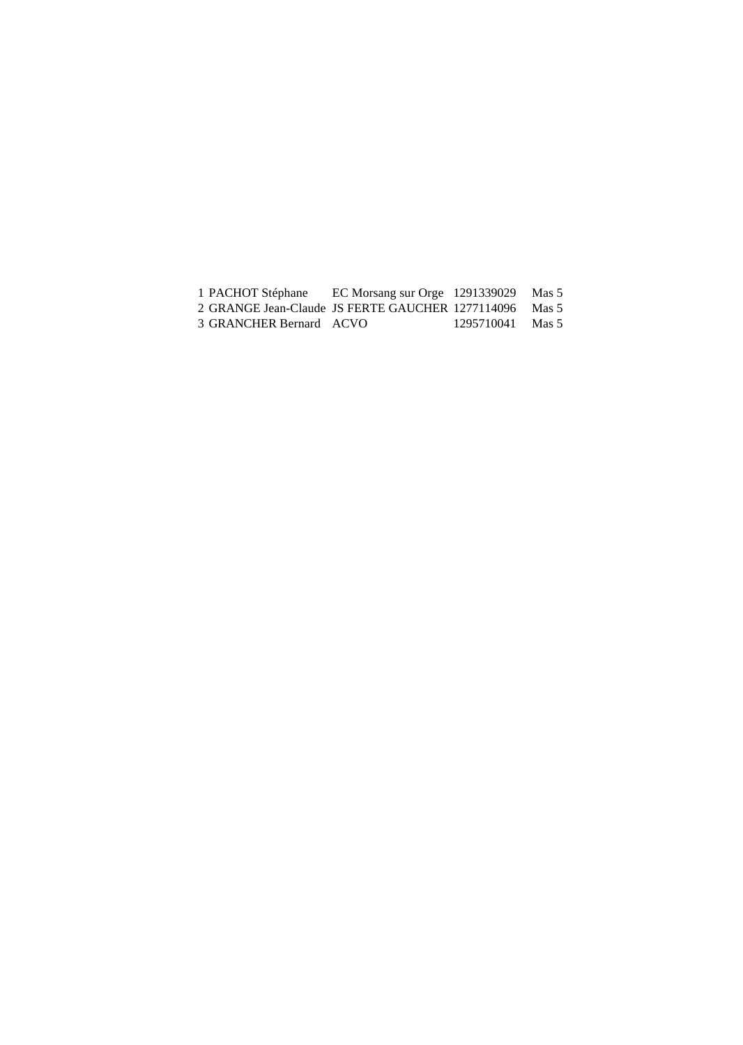| | | | | |
|---|---|---|---|---|
| 1 | PACHOT Stéphane | EC Morsang sur Orge | 1291339029 | Mas 5 |
| 2 | GRANGE Jean-Claude | JS FERTE GAUCHER | 1277114096 | Mas 5 |
| 3 | GRANCHER Bernard | ACVO | 1295710041 | Mas 5 |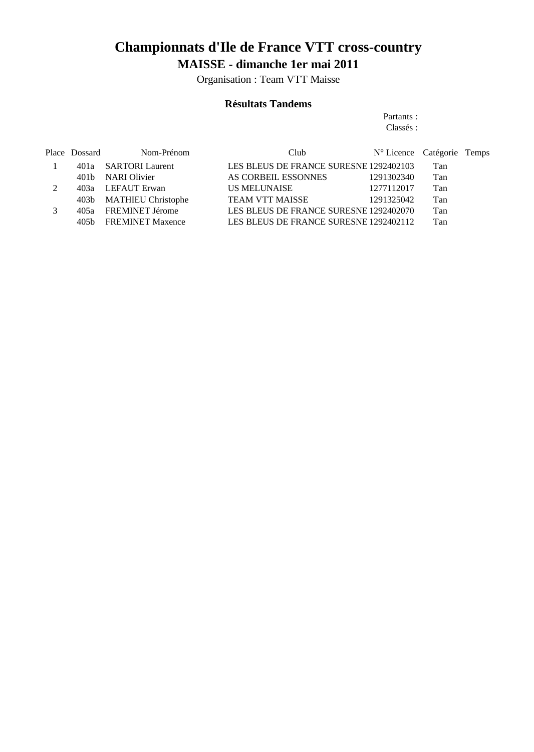# Championnats d'Ile de France VTT cross-country

## MAISSE - dimanche 1er mai 2011

Organisation : Team VTT Maisse

### Résultats Tandems

Partants :
Classés :

| Place | Dossard | Nom-Prénom | Club | N° Licence | Catégorie | Temps |
|---|---|---|---|---|---|---|
| 1 | 401a | SARTORI Laurent | LES BLEUS DE FRANCE SURESNE | 1292402103 | Tan | |
| | 401b | NARI Olivier | AS CORBEIL ESSONNES | 1291302340 | Tan | |
| 2 | 403a | LEFAUT Erwan | US MELUNAISE | 1277112017 | Tan | |
| | 403b | MATHIEU Christophe | TEAM VTT MAISSE | 1291325042 | Tan | |
| 3 | 405a | FREMINET Jérome | LES BLEUS DE FRANCE SURESNE | 1292402070 | Tan | |
| | 405b | FREMINET Maxence | LES BLEUS DE FRANCE SURESNE | 1292402112 | Tan | |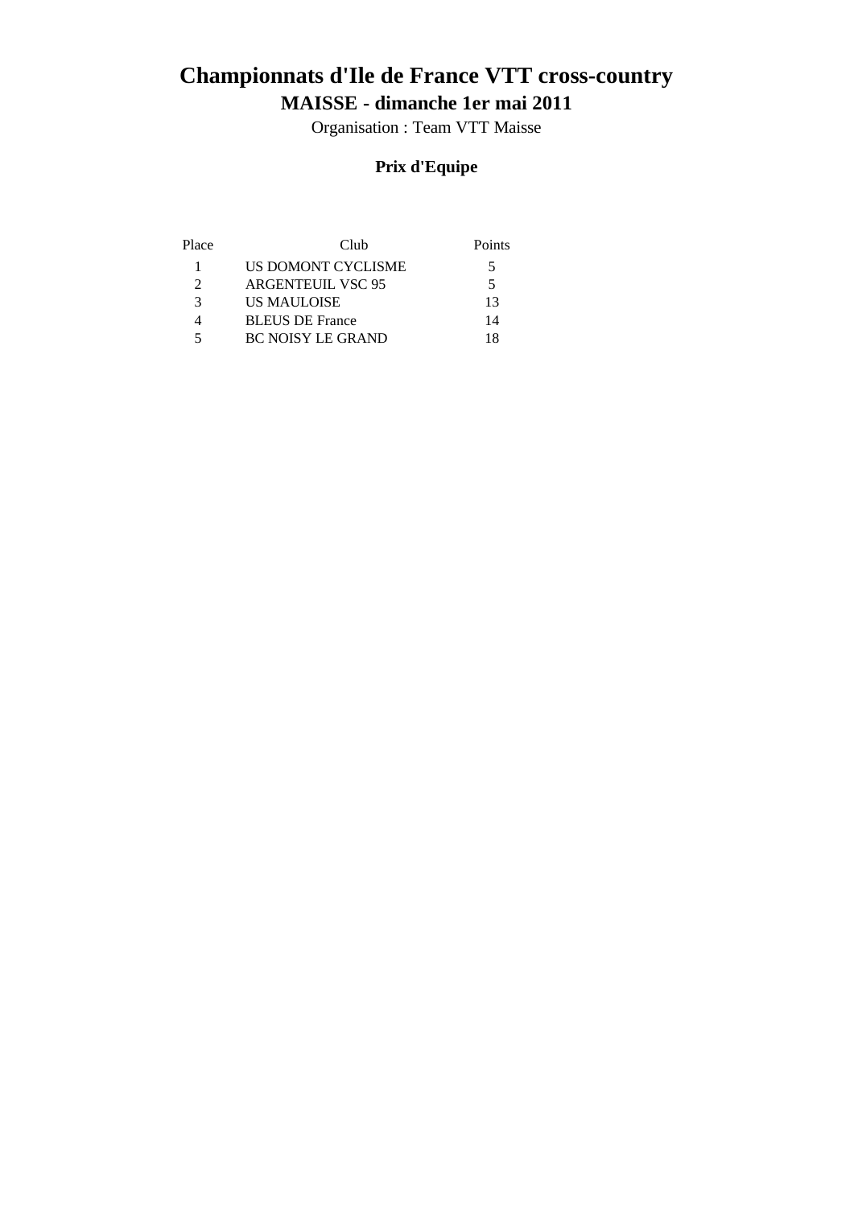# Championnats d'Ile de France VTT cross-country

## MAISSE - dimanche 1er mai 2011

Organisation : Team VTT Maisse

### Prix d'Equipe

| Place | Club | Points |
|---|---|---|
| 1 | US DOMONT CYCLISME | 5 |
| 2 | ARGENTEUIL VSC 95 | 5 |
| 3 | US MAULOISE | 13 |
| 4 | BLEUS DE France | 14 |
| 5 | BC NOISY LE GRAND | 18 |